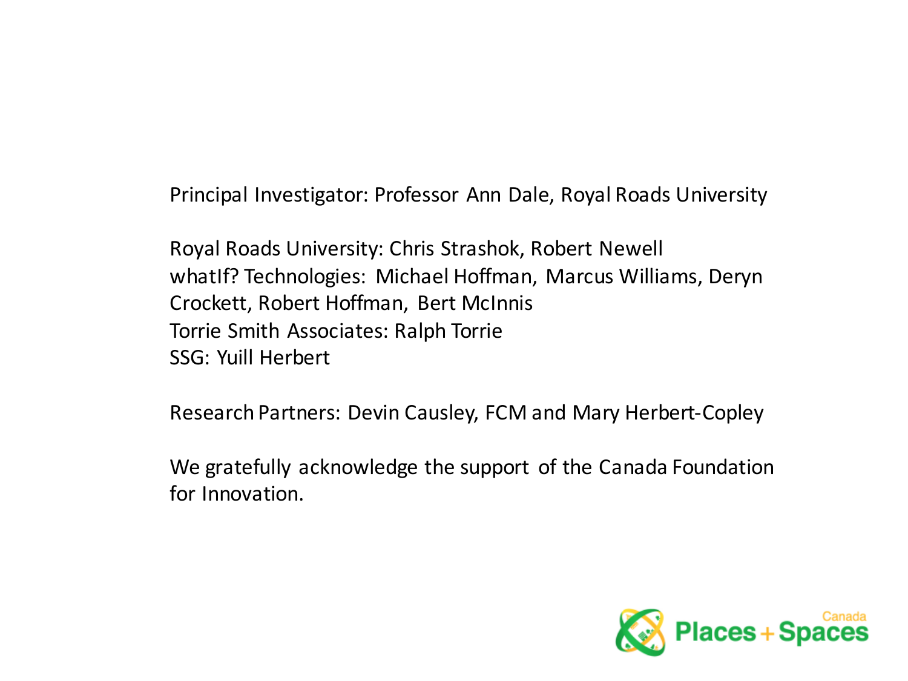Principal Investigator: Professor Ann Dale, Royal Roads University

Royal Roads University: Chris Strashok, Robert Newell
whatIf? Technologies: Michael Hoffman, Marcus Williams, Deryn Crockett, Robert Hoffman, Bert McInnis
Torrie Smith Associates: Ralph Torrie
SSG: Yuill Herbert

Research Partners: Devin Causley, FCM and Mary Herbert-Copley

We gratefully acknowledge the support of the Canada Foundation for Innovation.

Canada Places + Spaces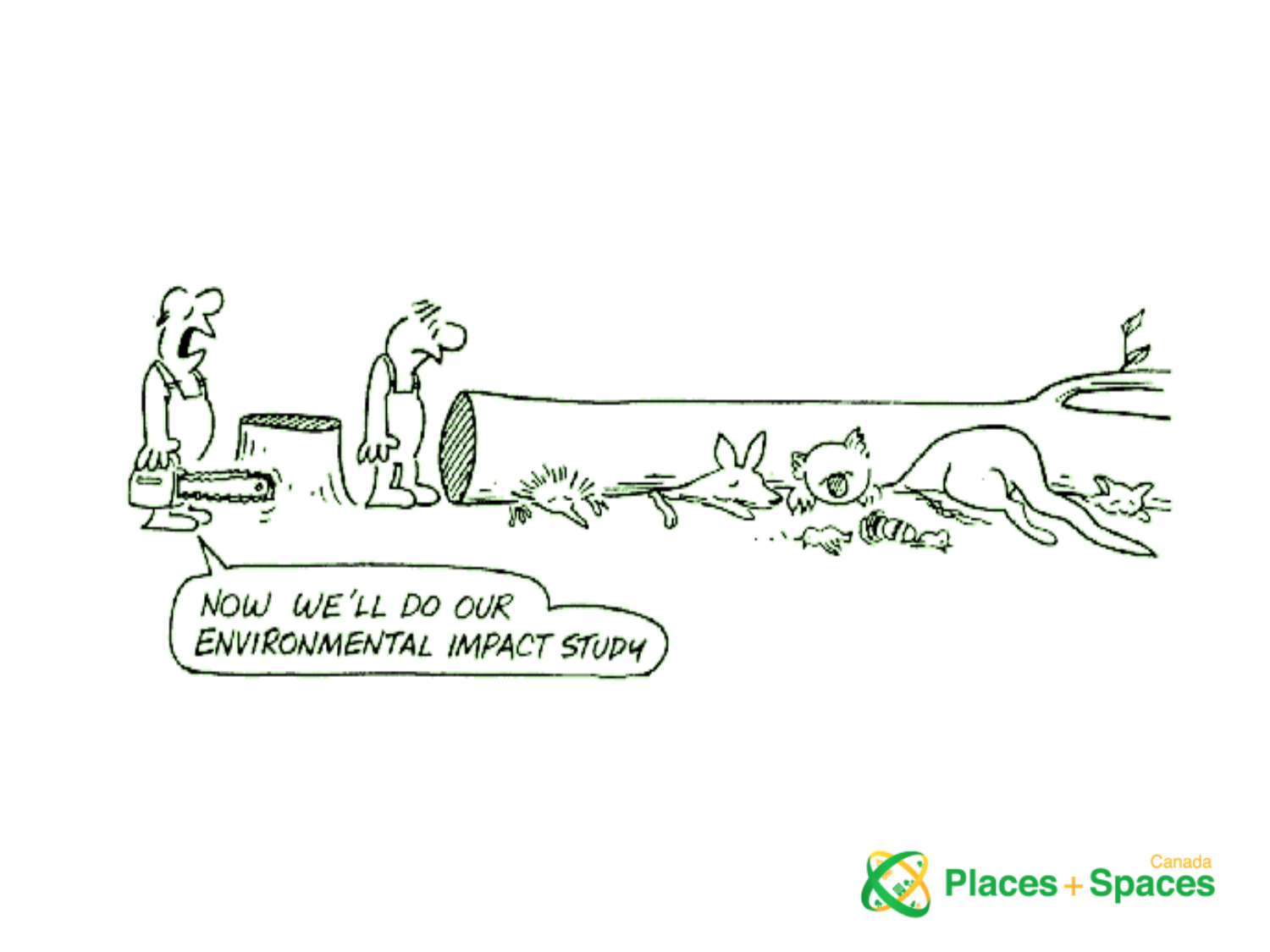NOW WE'LL DO OUR ENVIRONMENTAL IMPACT STUDY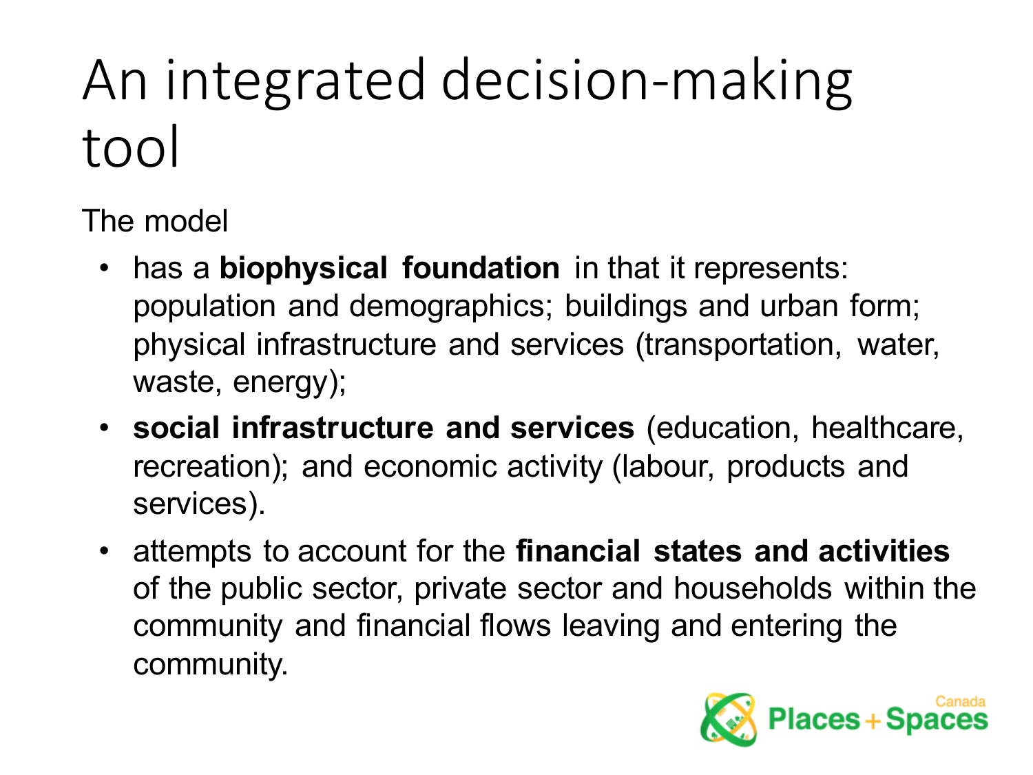# An integrated decision-making tool

The model

- has a **biophysical foundation** in that it represents: population and demographics; buildings and urban form; physical infrastructure and services (transportation, water, waste, energy);
- **social infrastructure and services** (education, healthcare, recreation); and economic activity (labour, products and services).
- attempts to account for the **financial states and activities** of the public sector, private sector and households within the community and financial flows leaving and entering the community.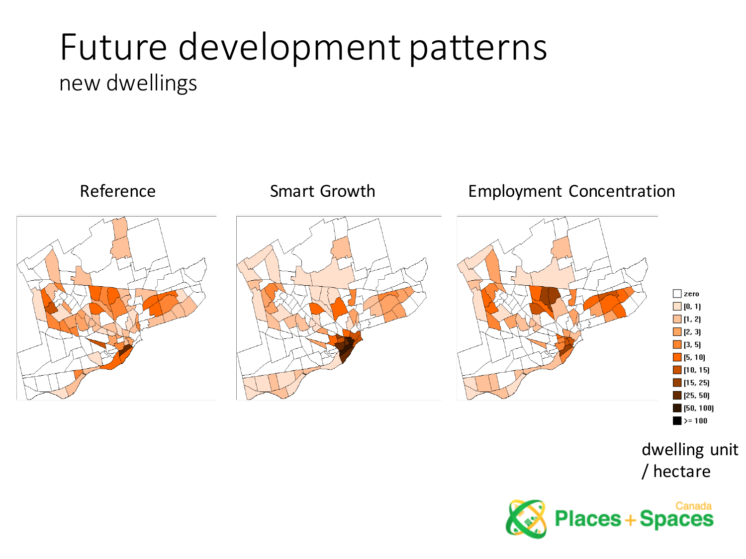# Future development patterns

new dwellings

Reference

Smart Growth

Employment Concentration

zero
[0, 1)
[1, 2)
[2, 3)
[3, 5)
[5, 10)
[10, 15)
[15, 25)
[25, 50)
[50, 100)
>= 100

dwelling unit / hectare

Places + Spaces Canada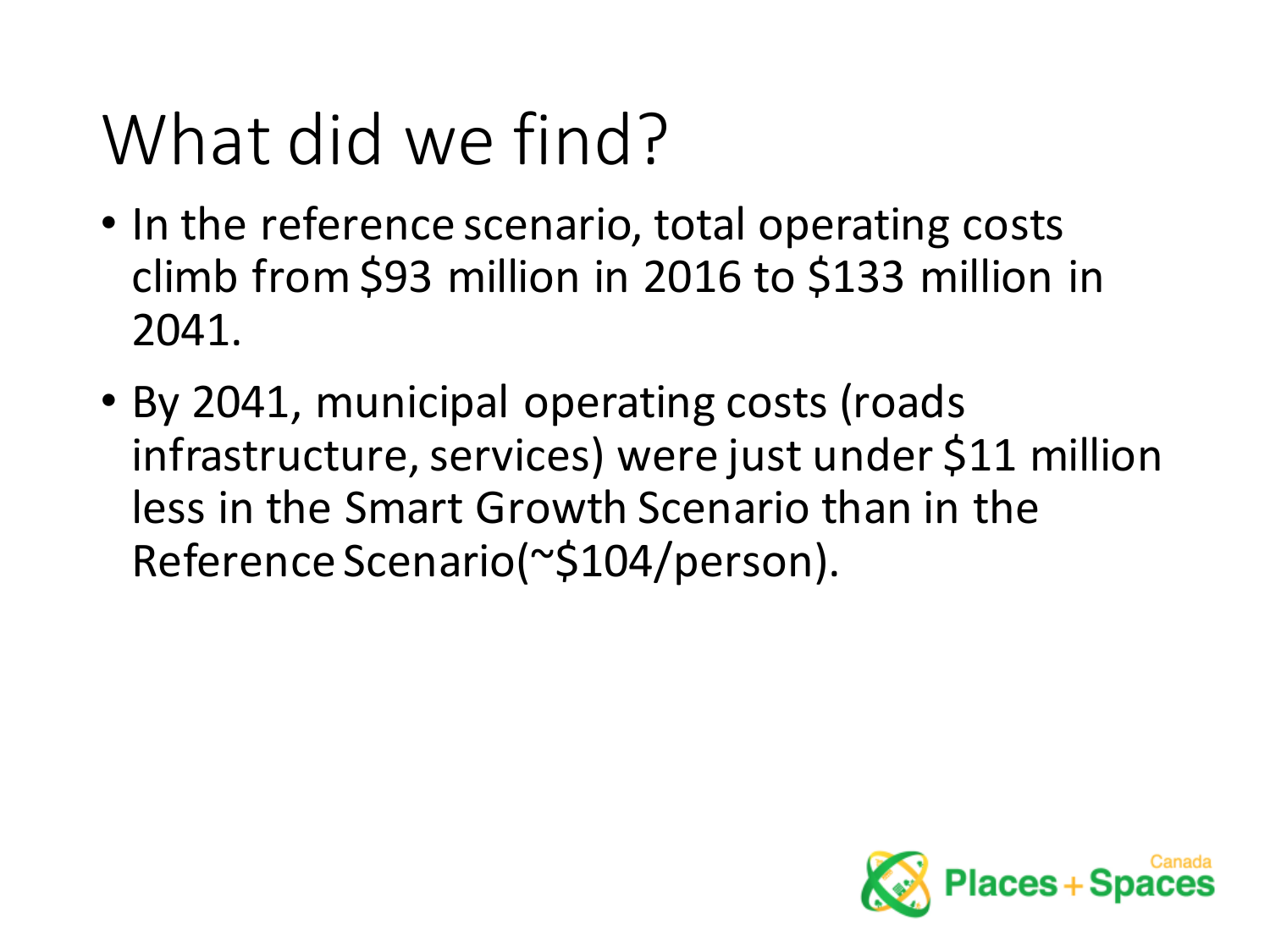# What did we find?

- In the reference scenario, total operating costs climb from $93 million in 2016 to $133 million in 2041.
- By 2041, municipal operating costs (roads infrastructure, services) were just under $11 million less in the Smart Growth Scenario than in the Reference Scenario(~$104/person).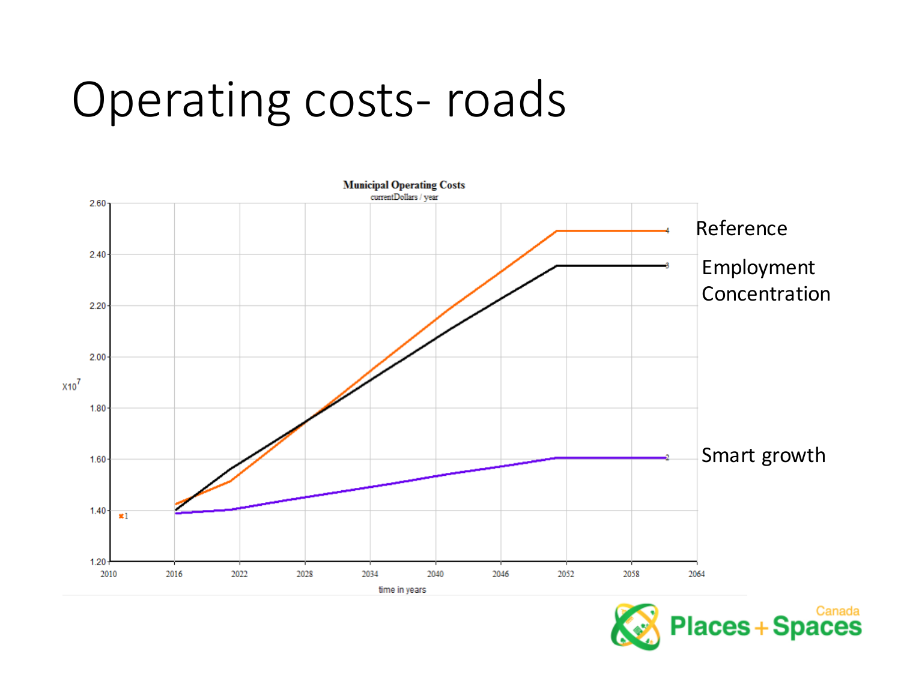# Operating costs- roads

Municipal Operating Costs
currentDollars / year

X10^7

1.20
1.40
1.60
1.80
2.00
2.20
2.40
2.60

2010 2016 2022 2028 2034 2040 2046 2052 2058 2064

time in years

Reference

Employment Concentration

Smart growth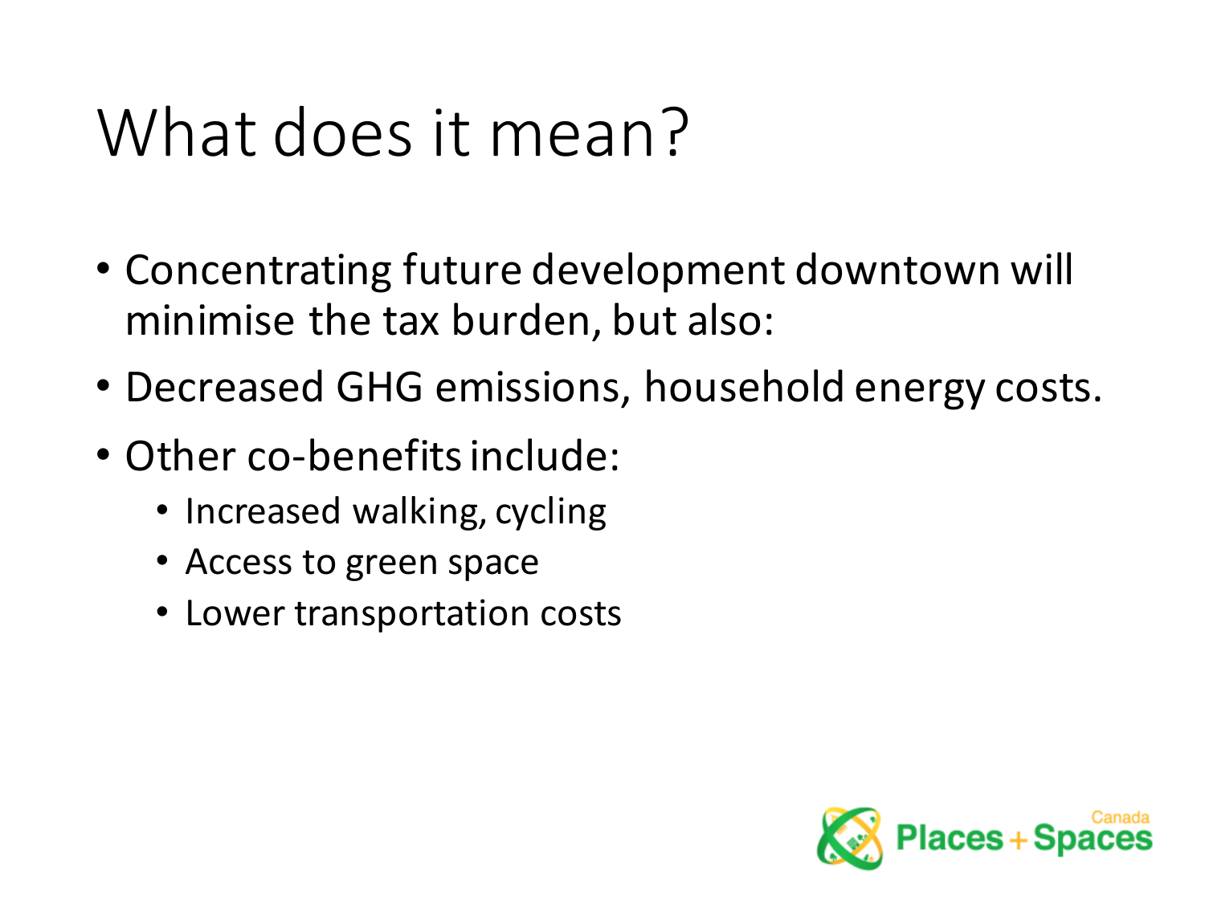# What does it mean?

- Concentrating future development downtown will minimise the tax burden, but also:
- Decreased GHG emissions, household energy costs.
- Other co-benefits include:
  - Increased walking, cycling
  - Access to green space
  - Lower transportation costs